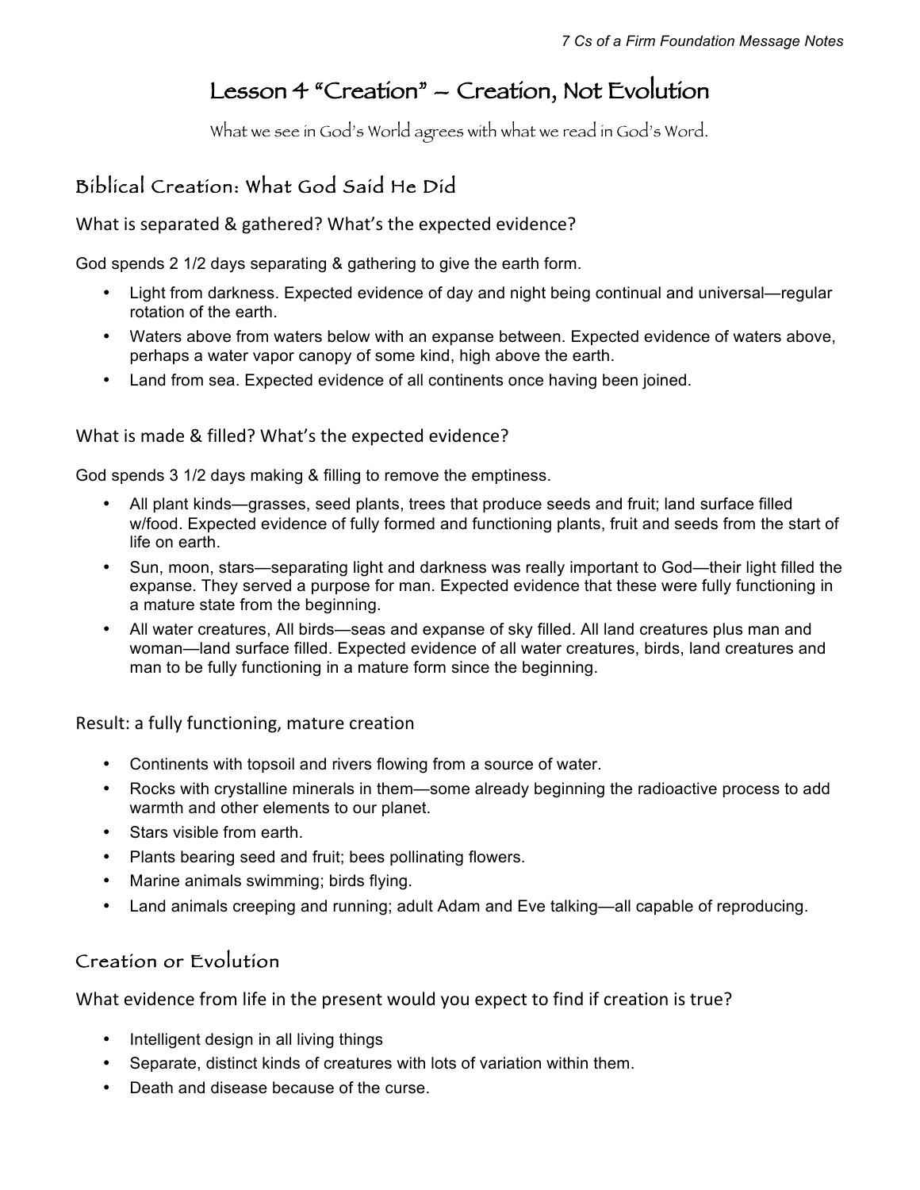# Lesson 4 "Creation" – Creation, Not Evolution

*What we see in God's World agrees with what we read in God's Word.*

## Biblical Creation: What God Said He Did

### What is separated & gathered? What's the expected evidence?

God spends 2 1/2 days separating & gathering to give the earth form.

- Light from darkness. Expected evidence of day and night being continual and universal—regular rotation of the earth.
- Waters above from waters below with an expanse between. Expected evidence of waters above, perhaps a water vapor canopy of some kind, high above the earth.
- Land from sea. Expected evidence of all continents once having been joined.

### What is made & filled? What's the expected evidence?

God spends 3 1/2 days making & filling to remove the emptiness.

- All plant kinds—grasses, seed plants, trees that produce seeds and fruit; land surface filled w/food. Expected evidence of fully formed and functioning plants, fruit and seeds from the start of life on earth.
- Sun, moon, stars—separating light and darkness was really important to God—their light filled the expanse. They served a purpose for man. Expected evidence that these were fully functioning in a mature state from the beginning.
- All water creatures, All birds—seas and expanse of sky filled. All land creatures plus man and woman—land surface filled. Expected evidence of all water creatures, birds, land creatures and man to be fully functioning in a mature form since the beginning.

### Result: a fully functioning, mature creation

- Continents with topsoil and rivers flowing from a source of water.
- Rocks with crystalline minerals in them—some already beginning the radioactive process to add warmth and other elements to our planet.
- Stars visible from earth.
- Plants bearing seed and fruit; bees pollinating flowers.
- Marine animals swimming; birds flying.
- Land animals creeping and running; adult Adam and Eve talking—all capable of reproducing.

## Creation or Evolution

### What evidence from life in the present would you expect to find if creation is true?

- Intelligent design in all living things
- Separate, distinct kinds of creatures with lots of variation within them.
- Death and disease because of the curse.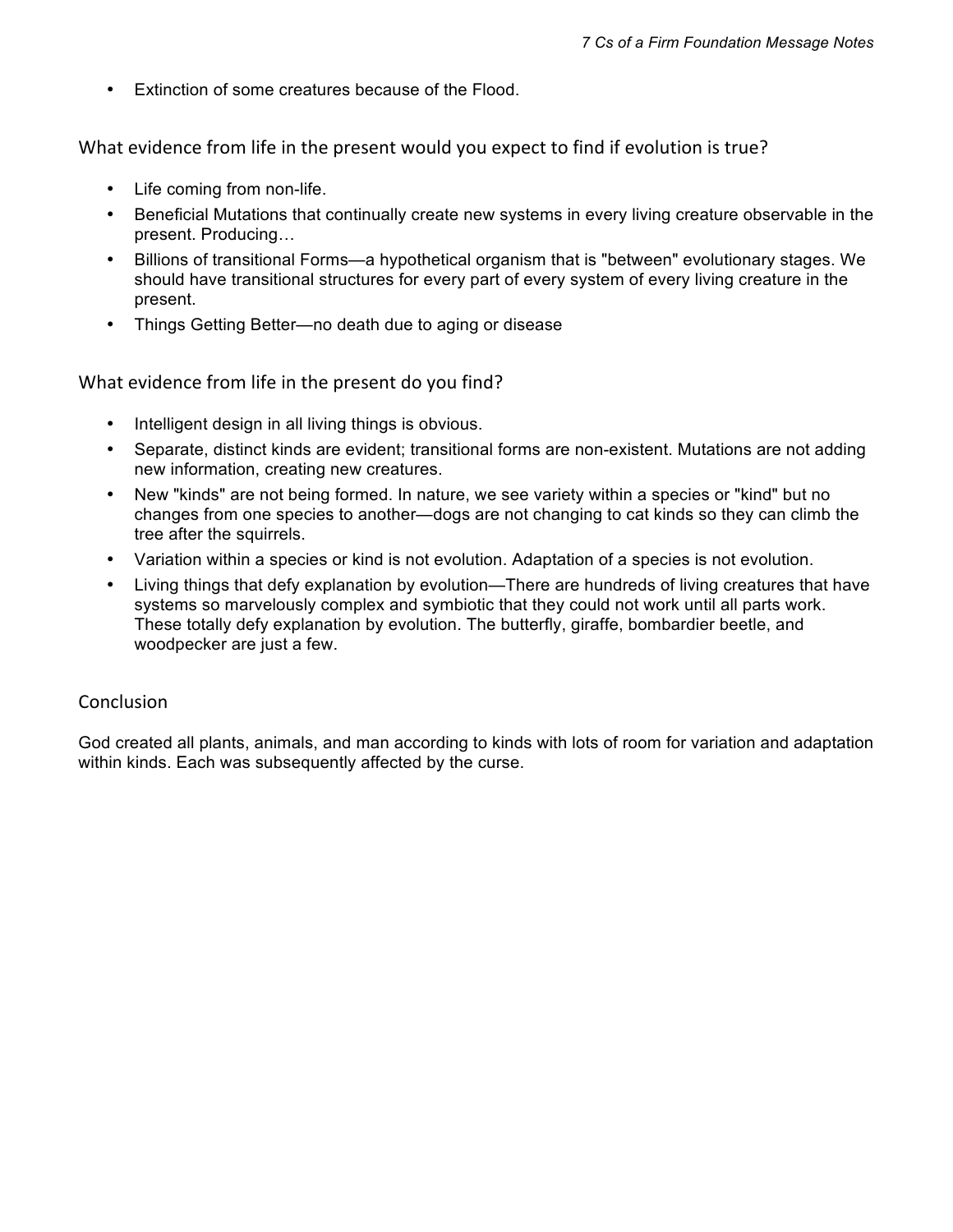- Extinction of some creatures because of the Flood.

## What evidence from life in the present would you expect to find if evolution is true?

- Life coming from non-life.
- Beneficial Mutations that continually create new systems in every living creature observable in the present. Producing…
- Billions of transitional Forms—a hypothetical organism that is "between" evolutionary stages. We should have transitional structures for every part of every system of every living creature in the present.
- Things Getting Better—no death due to aging or disease

## What evidence from life in the present do you find?

- Intelligent design in all living things is obvious.
- Separate, distinct kinds are evident; transitional forms are non-existent. Mutations are not adding new information, creating new creatures.
- New "kinds" are not being formed. In nature, we see variety within a species or "kind" but no changes from one species to another—dogs are not changing to cat kinds so they can climb the tree after the squirrels.
- Variation within a species or kind is not evolution. Adaptation of a species is not evolution.
- Living things that defy explanation by evolution—There are hundreds of living creatures that have systems so marvelously complex and symbiotic that they could not work until all parts work. These totally defy explanation by evolution. The butterfly, giraffe, bombardier beetle, and woodpecker are just a few.

## Conclusion

God created all plants, animals, and man according to kinds with lots of room for variation and adaptation within kinds. Each was subsequently affected by the curse.